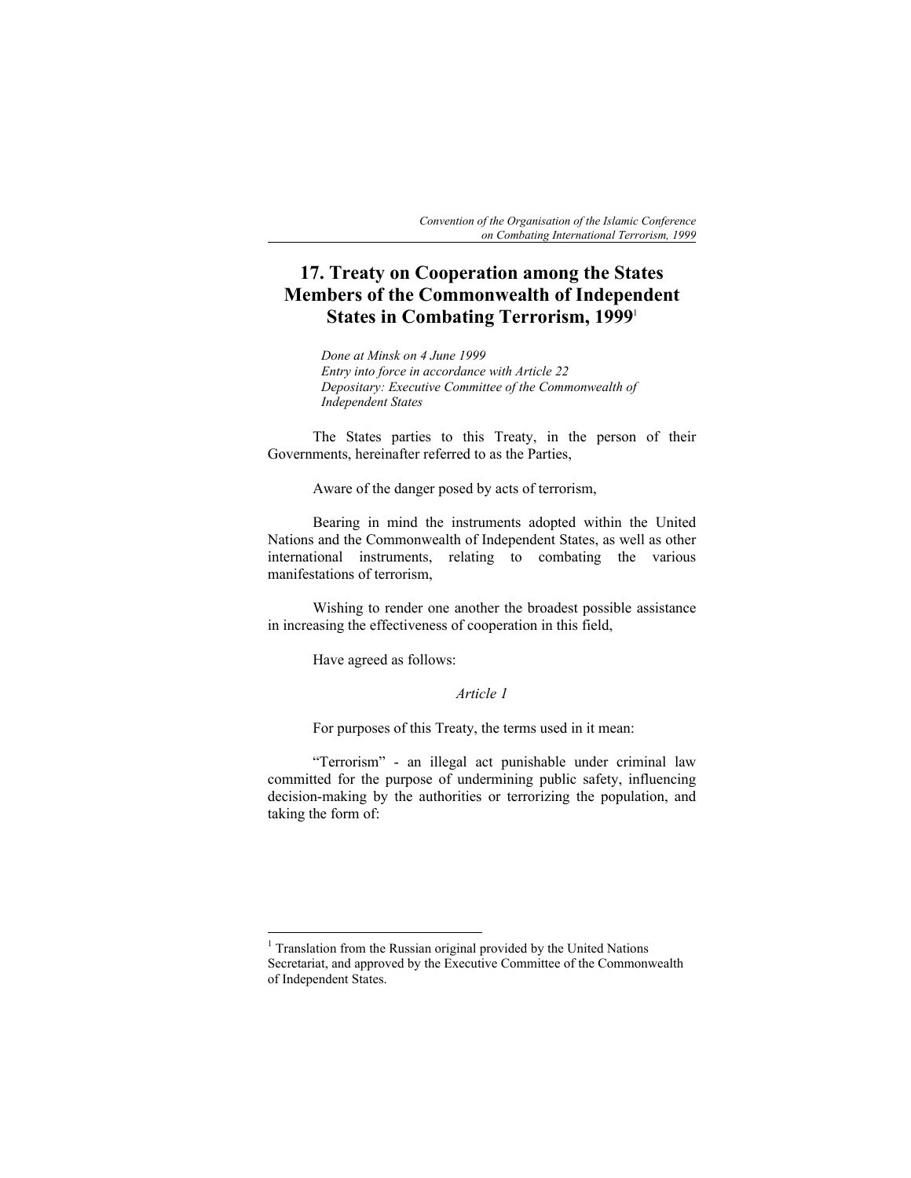# 17. Treaty on Cooperation among the States Members of the Commonwealth of Independent States in Combating Terrorism, 1999[1]

*Done at Minsk on 4 June 1999*
*Entry into force in accordance with Article 22*
*Depositary: Executive Committee of the Commonwealth of Independent States*

The States parties to this Treaty, in the person of their Governments, hereinafter referred to as the Parties,

Aware of the danger posed by acts of terrorism,

Bearing in mind the instruments adopted within the United Nations and the Commonwealth of Independent States, as well as other international instruments, relating to combating the various manifestations of terrorism,

Wishing to render one another the broadest possible assistance in increasing the effectiveness of cooperation in this field,

Have agreed as follows:

*Article 1*

For purposes of this Treaty, the terms used in it mean:

"Terrorism" - an illegal act punishable under criminal law committed for the purpose of undermining public safety, influencing decision-making by the authorities or terrorizing the population, and taking the form of:

---

[1] Translation from the Russian original provided by the United Nations Secretariat, and approved by the Executive Committee of the Commonwealth of Independent States.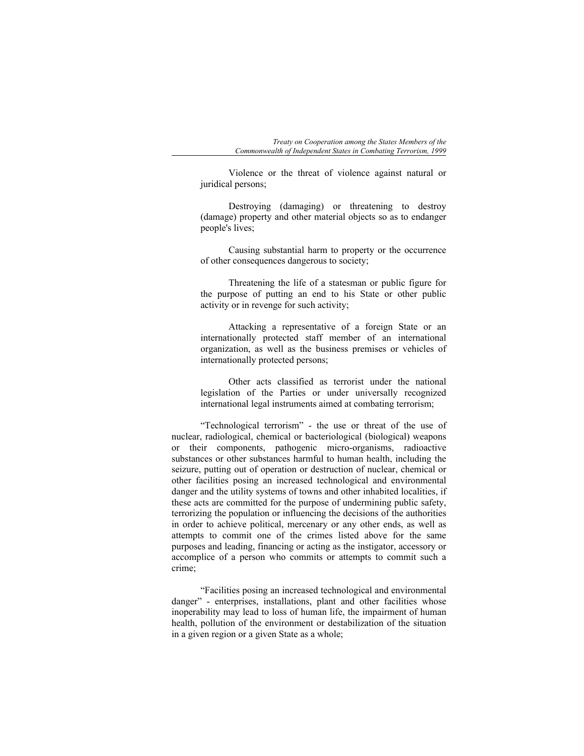Violence or the threat of violence against natural or juridical persons;

Destroying (damaging) or threatening to destroy (damage) property and other material objects so as to endanger people's lives;

Causing substantial harm to property or the occurrence of other consequences dangerous to society;

Threatening the life of a statesman or public figure for the purpose of putting an end to his State or other public activity or in revenge for such activity;

Attacking a representative of a foreign State or an internationally protected staff member of an international organization, as well as the business premises or vehicles of internationally protected persons;

Other acts classified as terrorist under the national legislation of the Parties or under universally recognized international legal instruments aimed at combating terrorism;

"Technological terrorism" - the use or threat of the use of nuclear, radiological, chemical or bacteriological (biological) weapons or their components, pathogenic micro-organisms, radioactive substances or other substances harmful to human health, including the seizure, putting out of operation or destruction of nuclear, chemical or other facilities posing an increased technological and environmental danger and the utility systems of towns and other inhabited localities, if these acts are committed for the purpose of undermining public safety, terrorizing the population or influencing the decisions of the authorities in order to achieve political, mercenary or any other ends, as well as attempts to commit one of the crimes listed above for the same purposes and leading, financing or acting as the instigator, accessory or accomplice of a person who commits or attempts to commit such a crime;

"Facilities posing an increased technological and environmental danger" - enterprises, installations, plant and other facilities whose inoperability may lead to loss of human life, the impairment of human health, pollution of the environment or destabilization of the situation in a given region or a given State as a whole;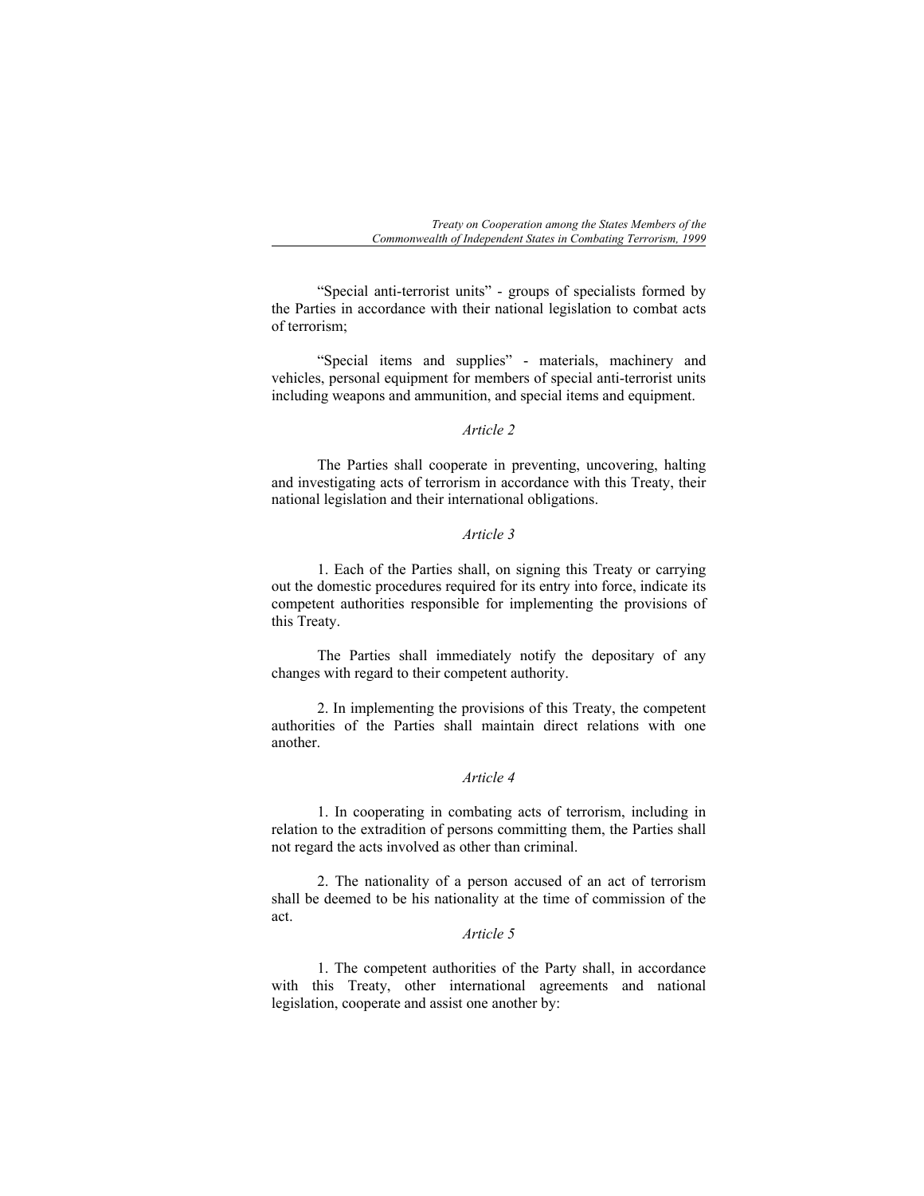"Special anti-terrorist units" - groups of specialists formed by the Parties in accordance with their national legislation to combat acts of terrorism;

"Special items and supplies" - materials, machinery and vehicles, personal equipment for members of special anti-terrorist units including weapons and ammunition, and special items and equipment.

*Article 2*

The Parties shall cooperate in preventing, uncovering, halting and investigating acts of terrorism in accordance with this Treaty, their national legislation and their international obligations.

*Article 3*

1. Each of the Parties shall, on signing this Treaty or carrying out the domestic procedures required for its entry into force, indicate its competent authorities responsible for implementing the provisions of this Treaty.

The Parties shall immediately notify the depositary of any changes with regard to their competent authority.

2. In implementing the provisions of this Treaty, the competent authorities of the Parties shall maintain direct relations with one another.

*Article 4*

1. In cooperating in combating acts of terrorism, including in relation to the extradition of persons committing them, the Parties shall not regard the acts involved as other than criminal.

2. The nationality of a person accused of an act of terrorism shall be deemed to be his nationality at the time of commission of the act.

*Article 5*

1. The competent authorities of the Party shall, in accordance with this Treaty, other international agreements and national legislation, cooperate and assist one another by: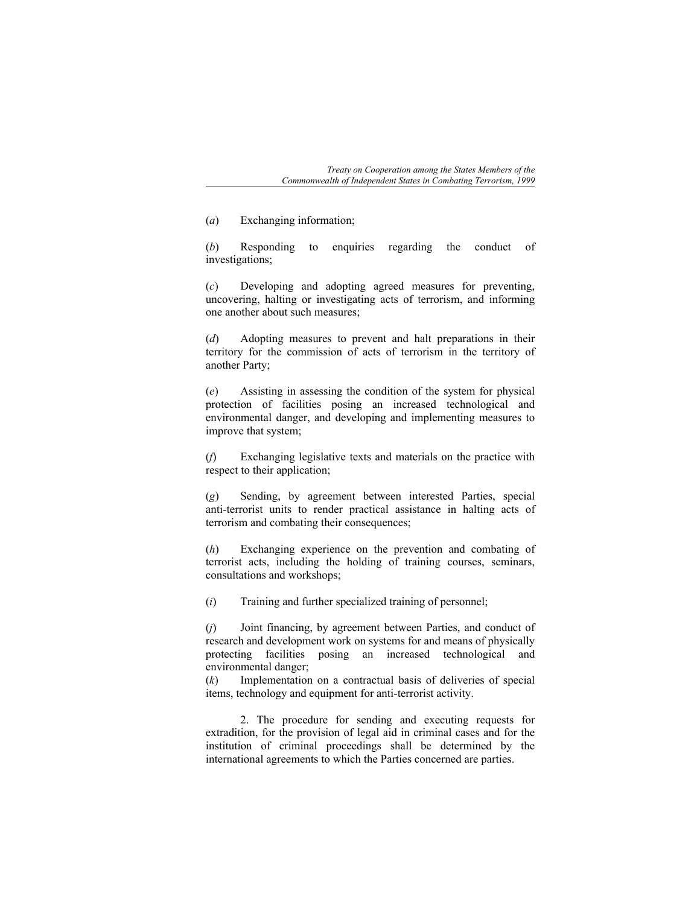(*a*) Exchanging information;

(*b*) Responding to enquiries regarding the conduct of investigations;

(*c*) Developing and adopting agreed measures for preventing, uncovering, halting or investigating acts of terrorism, and informing one another about such measures;

(*d*) Adopting measures to prevent and halt preparations in their territory for the commission of acts of terrorism in the territory of another Party;

(*e*) Assisting in assessing the condition of the system for physical protection of facilities posing an increased technological and environmental danger, and developing and implementing measures to improve that system;

(*f*) Exchanging legislative texts and materials on the practice with respect to their application;

(*g*) Sending, by agreement between interested Parties, special anti-terrorist units to render practical assistance in halting acts of terrorism and combating their consequences;

(*h*) Exchanging experience on the prevention and combating of terrorist acts, including the holding of training courses, seminars, consultations and workshops;

(*i*) Training and further specialized training of personnel;

(*j*) Joint financing, by agreement between Parties, and conduct of research and development work on systems for and means of physically protecting facilities posing an increased technological and environmental danger;

(*k*) Implementation on a contractual basis of deliveries of special items, technology and equipment for anti-terrorist activity.

2. The procedure for sending and executing requests for extradition, for the provision of legal aid in criminal cases and for the institution of criminal proceedings shall be determined by the international agreements to which the Parties concerned are parties.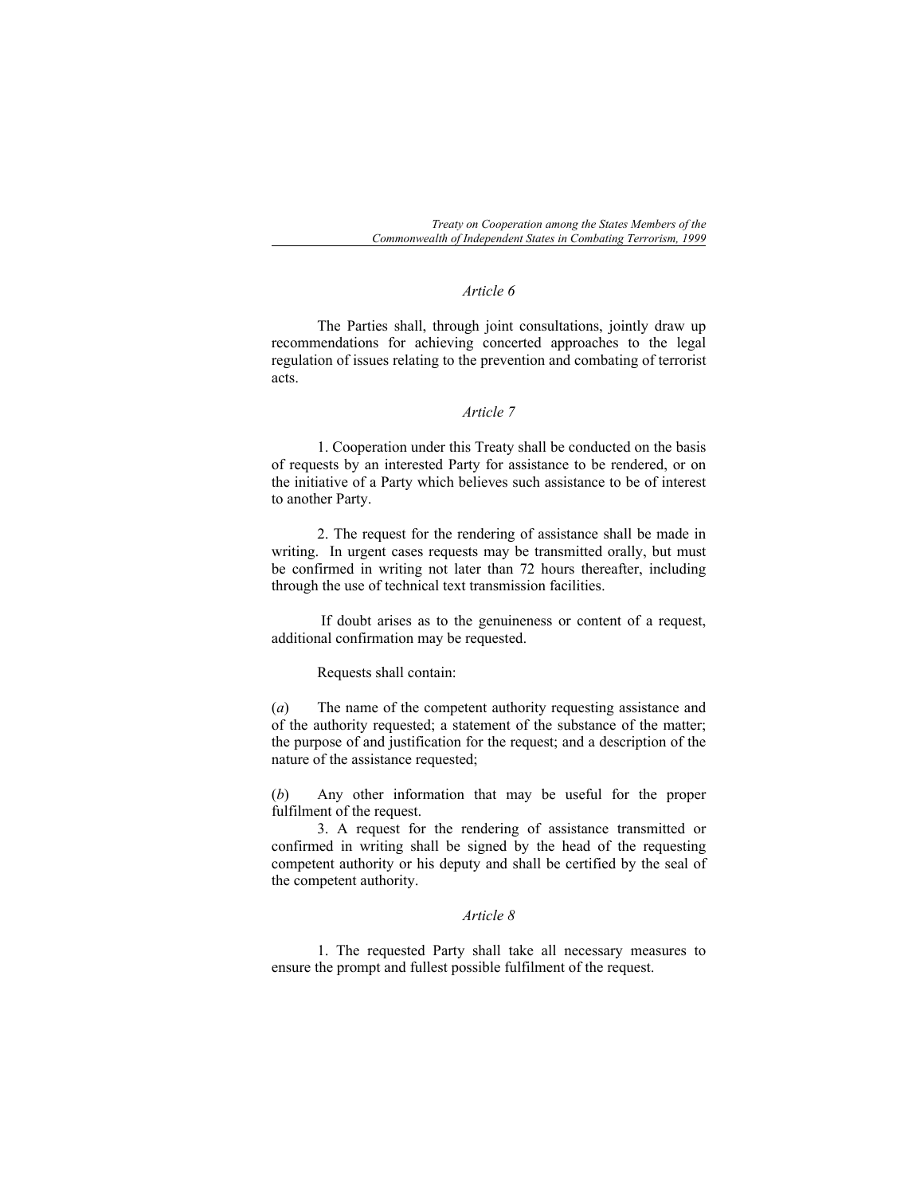*Article 6*

The Parties shall, through joint consultations, jointly draw up recommendations for achieving concerted approaches to the legal regulation of issues relating to the prevention and combating of terrorist acts.

*Article 7*

1. Cooperation under this Treaty shall be conducted on the basis of requests by an interested Party for assistance to be rendered, or on the initiative of a Party which believes such assistance to be of interest to another Party.

2. The request for the rendering of assistance shall be made in writing. In urgent cases requests may be transmitted orally, but must be confirmed in writing not later than 72 hours thereafter, including through the use of technical text transmission facilities.

If doubt arises as to the genuineness or content of a request, additional confirmation may be requested.

Requests shall contain:

(*a*) The name of the competent authority requesting assistance and of the authority requested; a statement of the substance of the matter; the purpose of and justification for the request; and a description of the nature of the assistance requested;

(*b*) Any other information that may be useful for the proper fulfilment of the request.

3. A request for the rendering of assistance transmitted or confirmed in writing shall be signed by the head of the requesting competent authority or his deputy and shall be certified by the seal of the competent authority.

*Article 8*

1. The requested Party shall take all necessary measures to ensure the prompt and fullest possible fulfilment of the request.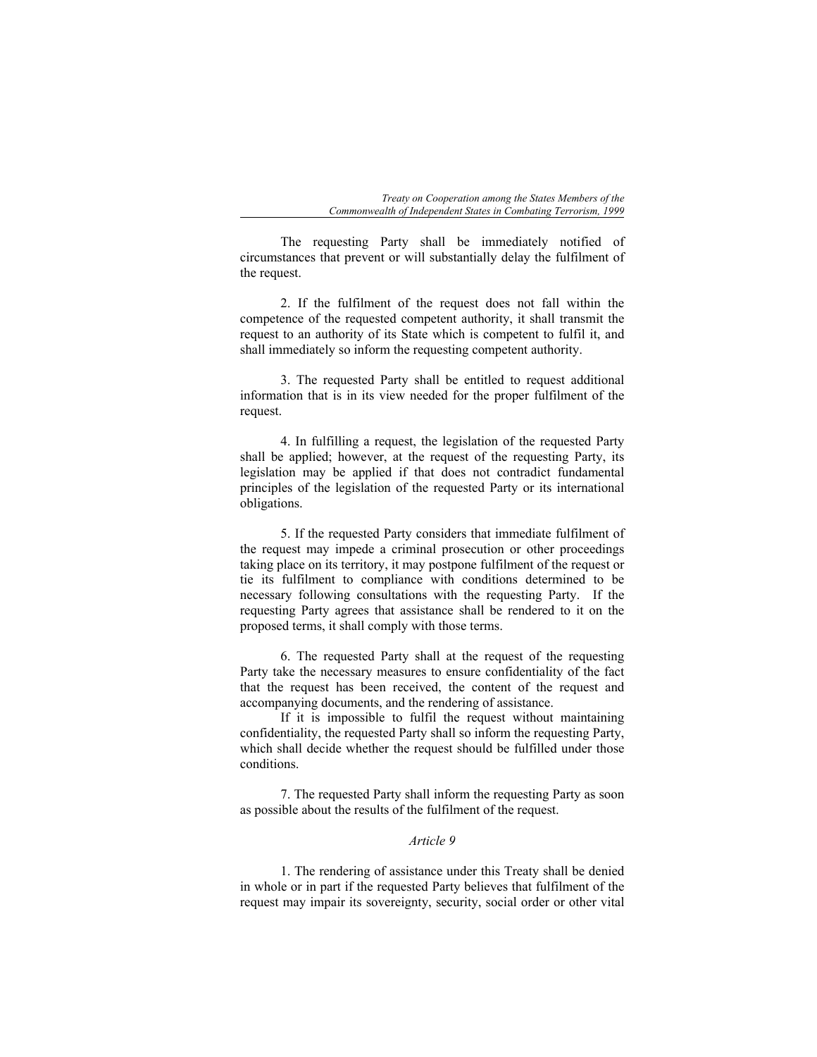The requesting Party shall be immediately notified of circumstances that prevent or will substantially delay the fulfilment of the request.

2. If the fulfilment of the request does not fall within the competence of the requested competent authority, it shall transmit the request to an authority of its State which is competent to fulfil it, and shall immediately so inform the requesting competent authority.

3. The requested Party shall be entitled to request additional information that is in its view needed for the proper fulfilment of the request.

4. In fulfilling a request, the legislation of the requested Party shall be applied; however, at the request of the requesting Party, its legislation may be applied if that does not contradict fundamental principles of the legislation of the requested Party or its international obligations.

5. If the requested Party considers that immediate fulfilment of the request may impede a criminal prosecution or other proceedings taking place on its territory, it may postpone fulfilment of the request or tie its fulfilment to compliance with conditions determined to be necessary following consultations with the requesting Party. If the requesting Party agrees that assistance shall be rendered to it on the proposed terms, it shall comply with those terms.

6. The requested Party shall at the request of the requesting Party take the necessary measures to ensure confidentiality of the fact that the request has been received, the content of the request and accompanying documents, and the rendering of assistance.

If it is impossible to fulfil the request without maintaining confidentiality, the requested Party shall so inform the requesting Party, which shall decide whether the request should be fulfilled under those conditions.

7. The requested Party shall inform the requesting Party as soon as possible about the results of the fulfilment of the request.

*Article 9*

1. The rendering of assistance under this Treaty shall be denied in whole or in part if the requested Party believes that fulfilment of the request may impair its sovereignty, security, social order or other vital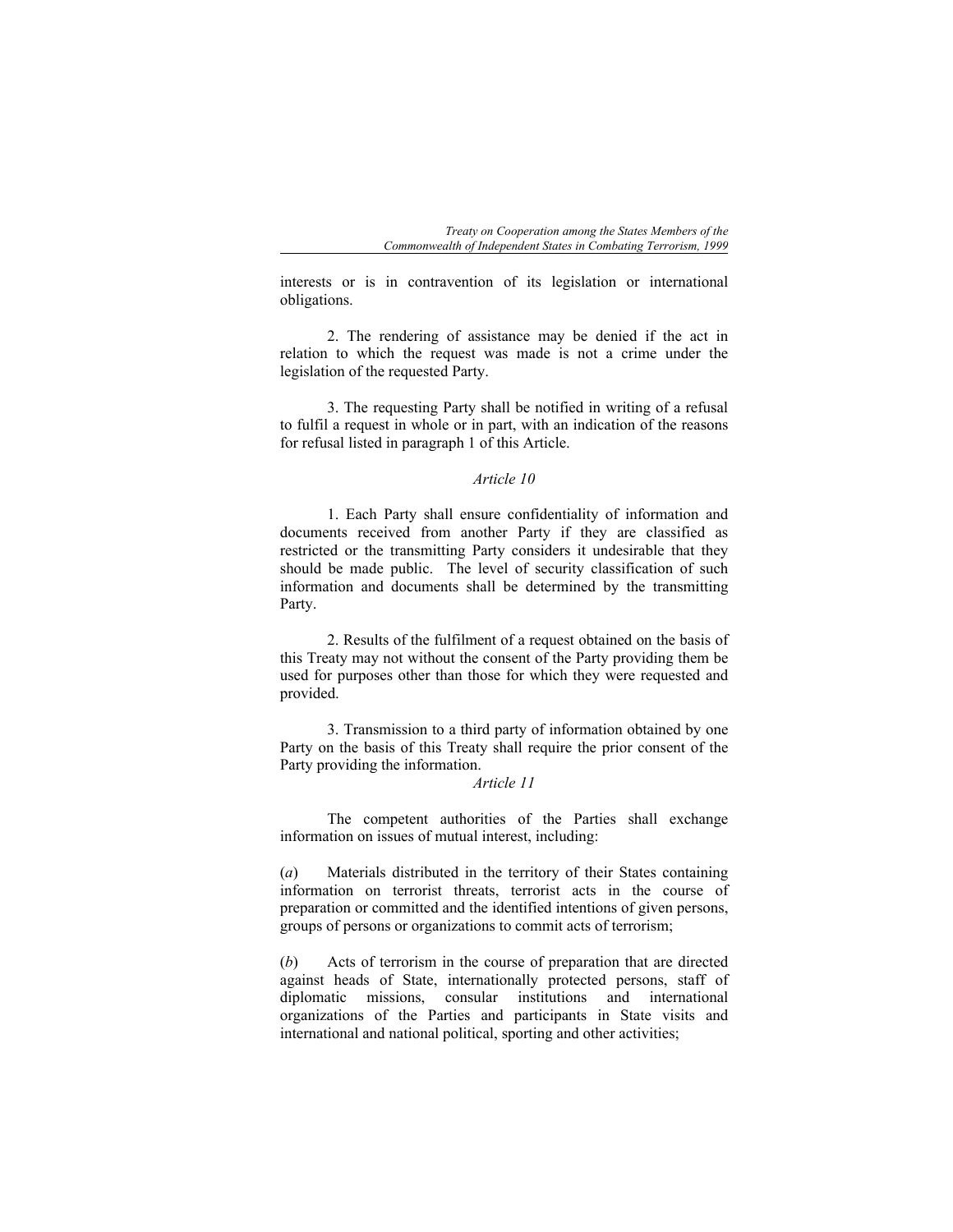interests or is in contravention of its legislation or international obligations.

2. The rendering of assistance may be denied if the act in relation to which the request was made is not a crime under the legislation of the requested Party.

3. The requesting Party shall be notified in writing of a refusal to fulfil a request in whole or in part, with an indication of the reasons for refusal listed in paragraph 1 of this Article.

*Article 10*

1. Each Party shall ensure confidentiality of information and documents received from another Party if they are classified as restricted or the transmitting Party considers it undesirable that they should be made public. The level of security classification of such information and documents shall be determined by the transmitting Party.

2. Results of the fulfilment of a request obtained on the basis of this Treaty may not without the consent of the Party providing them be used for purposes other than those for which they were requested and provided.

3. Transmission to a third party of information obtained by one Party on the basis of this Treaty shall require the prior consent of the Party providing the information.

*Article 11*

The competent authorities of the Parties shall exchange information on issues of mutual interest, including:

(*a*) Materials distributed in the territory of their States containing information on terrorist threats, terrorist acts in the course of preparation or committed and the identified intentions of given persons, groups of persons or organizations to commit acts of terrorism;

(*b*) Acts of terrorism in the course of preparation that are directed against heads of State, internationally protected persons, staff of diplomatic missions, consular institutions and international organizations of the Parties and participants in State visits and international and national political, sporting and other activities;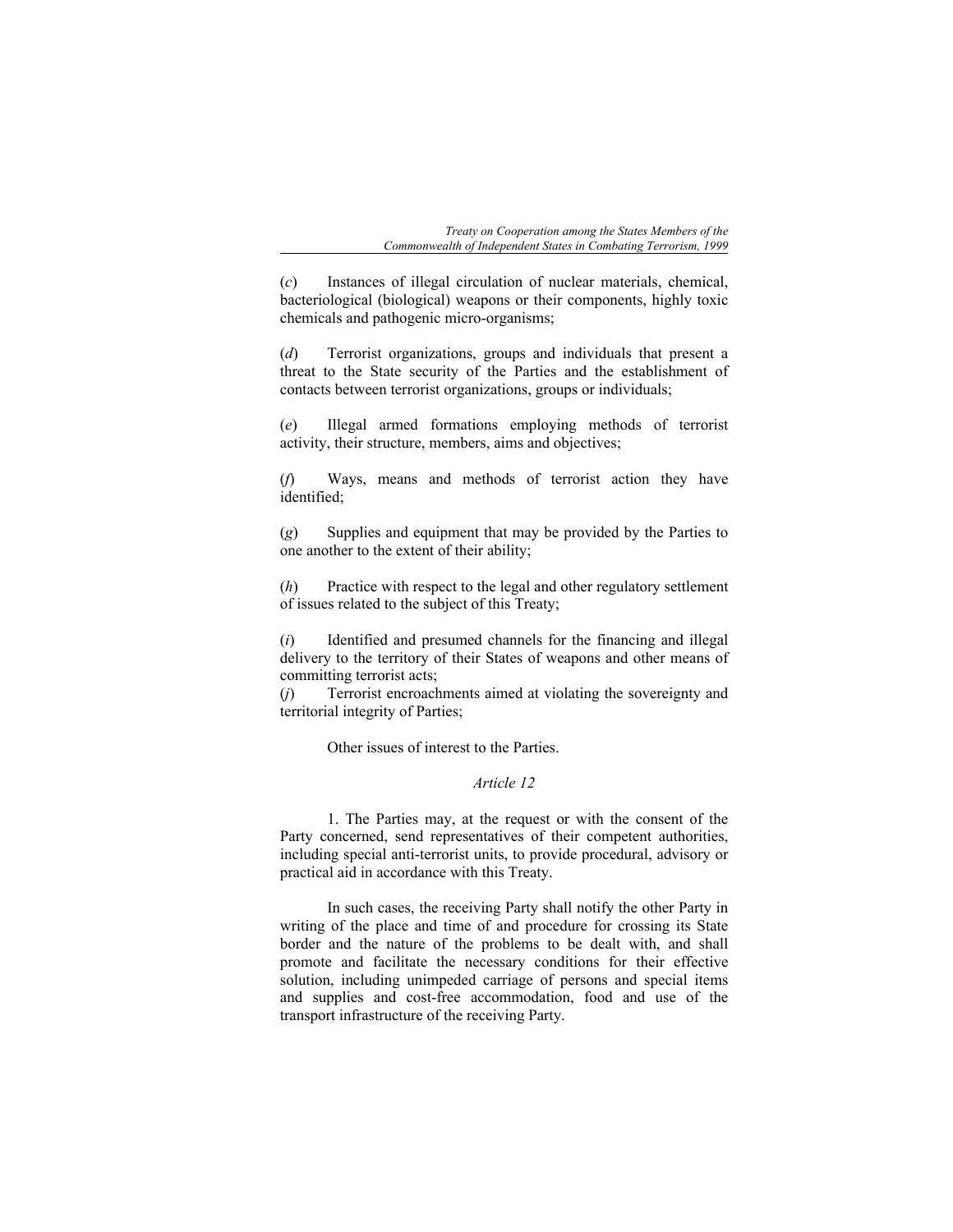(*c*) Instances of illegal circulation of nuclear materials, chemical, bacteriological (biological) weapons or their components, highly toxic chemicals and pathogenic micro-organisms;

(*d*) Terrorist organizations, groups and individuals that present a threat to the State security of the Parties and the establishment of contacts between terrorist organizations, groups or individuals;

(*e*) Illegal armed formations employing methods of terrorist activity, their structure, members, aims and objectives;

(*f*) Ways, means and methods of terrorist action they have identified;

(*g*) Supplies and equipment that may be provided by the Parties to one another to the extent of their ability;

(*h*) Practice with respect to the legal and other regulatory settlement of issues related to the subject of this Treaty;

(*i*) Identified and presumed channels for the financing and illegal delivery to the territory of their States of weapons and other means of committing terrorist acts;

(*j*) Terrorist encroachments aimed at violating the sovereignty and territorial integrity of Parties;

Other issues of interest to the Parties.

*Article 12*

1. The Parties may, at the request or with the consent of the Party concerned, send representatives of their competent authorities, including special anti-terrorist units, to provide procedural, advisory or practical aid in accordance with this Treaty.

In such cases, the receiving Party shall notify the other Party in writing of the place and time of and procedure for crossing its State border and the nature of the problems to be dealt with, and shall promote and facilitate the necessary conditions for their effective solution, including unimpeded carriage of persons and special items and supplies and cost-free accommodation, food and use of the transport infrastructure of the receiving Party.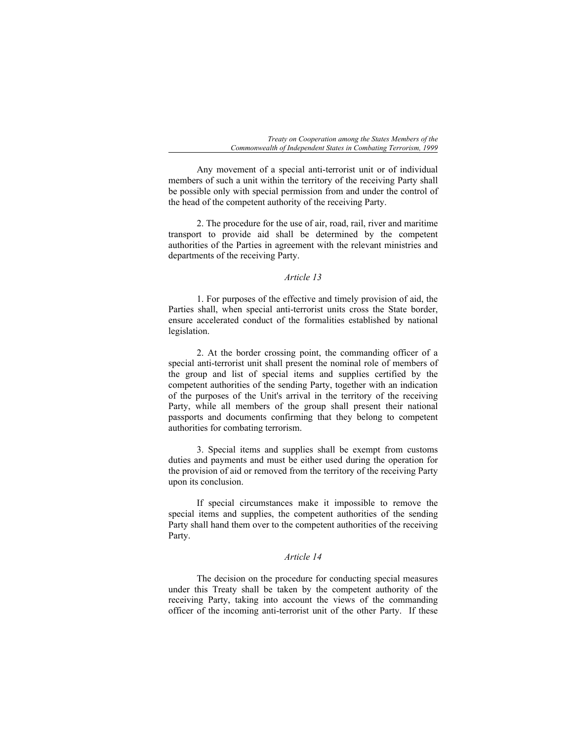Any movement of a special anti-terrorist unit or of individual members of such a unit within the territory of the receiving Party shall be possible only with special permission from and under the control of the head of the competent authority of the receiving Party.

2. The procedure for the use of air, road, rail, river and maritime transport to provide aid shall be determined by the competent authorities of the Parties in agreement with the relevant ministries and departments of the receiving Party.

### *Article 13*

1. For purposes of the effective and timely provision of aid, the Parties shall, when special anti-terrorist units cross the State border, ensure accelerated conduct of the formalities established by national legislation.

2. At the border crossing point, the commanding officer of a special anti-terrorist unit shall present the nominal role of members of the group and list of special items and supplies certified by the competent authorities of the sending Party, together with an indication of the purposes of the Unit's arrival in the territory of the receiving Party, while all members of the group shall present their national passports and documents confirming that they belong to competent authorities for combating terrorism.

3. Special items and supplies shall be exempt from customs duties and payments and must be either used during the operation for the provision of aid or removed from the territory of the receiving Party upon its conclusion.

If special circumstances make it impossible to remove the special items and supplies, the competent authorities of the sending Party shall hand them over to the competent authorities of the receiving Party.

### *Article 14*

The decision on the procedure for conducting special measures under this Treaty shall be taken by the competent authority of the receiving Party, taking into account the views of the commanding officer of the incoming anti-terrorist unit of the other Party. If these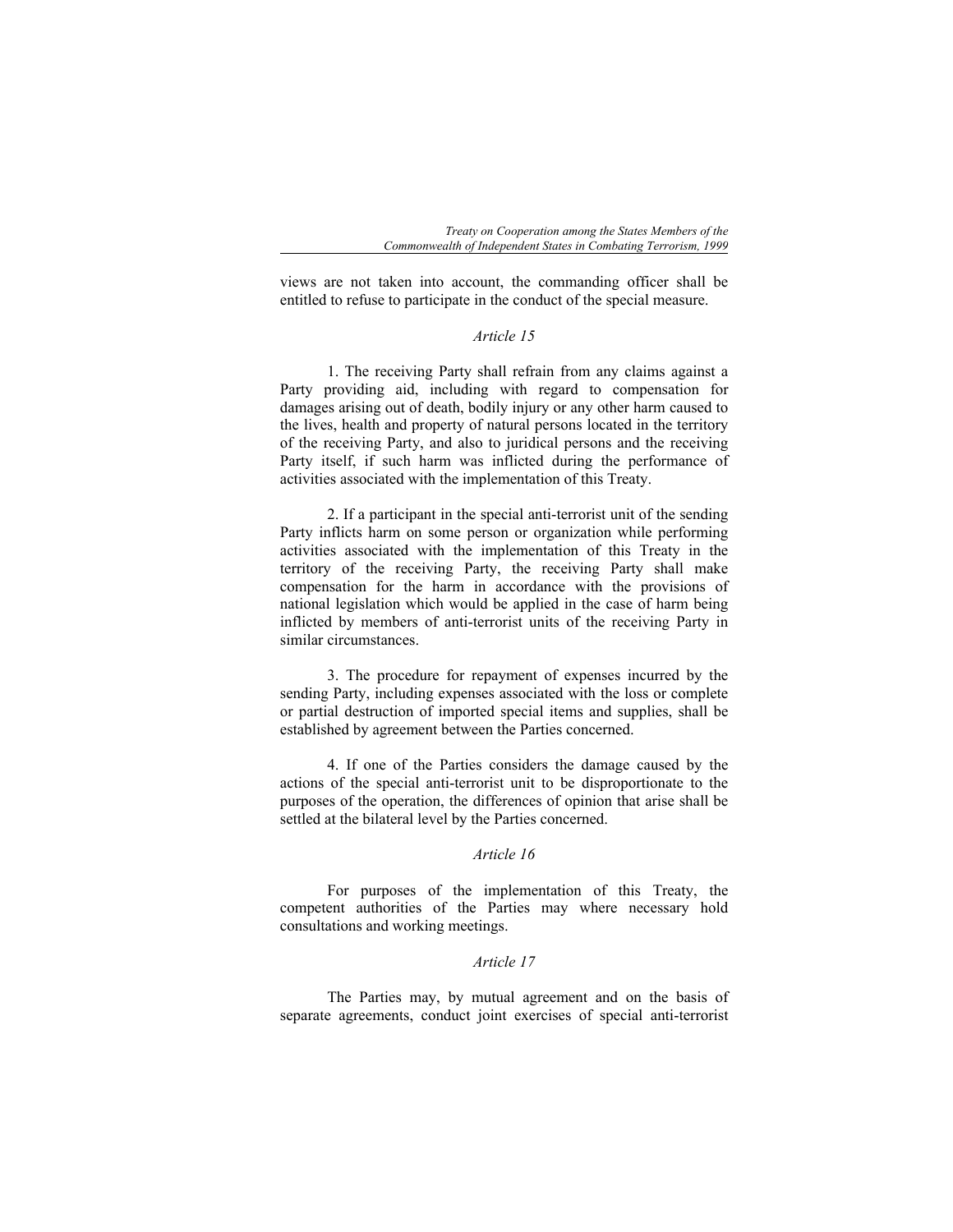views are not taken into account, the commanding officer shall be entitled to refuse to participate in the conduct of the special measure.

*Article 15*

1. The receiving Party shall refrain from any claims against a Party providing aid, including with regard to compensation for damages arising out of death, bodily injury or any other harm caused to the lives, health and property of natural persons located in the territory of the receiving Party, and also to juridical persons and the receiving Party itself, if such harm was inflicted during the performance of activities associated with the implementation of this Treaty.

2. If a participant in the special anti-terrorist unit of the sending Party inflicts harm on some person or organization while performing activities associated with the implementation of this Treaty in the territory of the receiving Party, the receiving Party shall make compensation for the harm in accordance with the provisions of national legislation which would be applied in the case of harm being inflicted by members of anti-terrorist units of the receiving Party in similar circumstances.

3. The procedure for repayment of expenses incurred by the sending Party, including expenses associated with the loss or complete or partial destruction of imported special items and supplies, shall be established by agreement between the Parties concerned.

4. If one of the Parties considers the damage caused by the actions of the special anti-terrorist unit to be disproportionate to the purposes of the operation, the differences of opinion that arise shall be settled at the bilateral level by the Parties concerned.

*Article 16*

For purposes of the implementation of this Treaty, the competent authorities of the Parties may where necessary hold consultations and working meetings.

*Article 17*

The Parties may, by mutual agreement and on the basis of separate agreements, conduct joint exercises of special anti-terrorist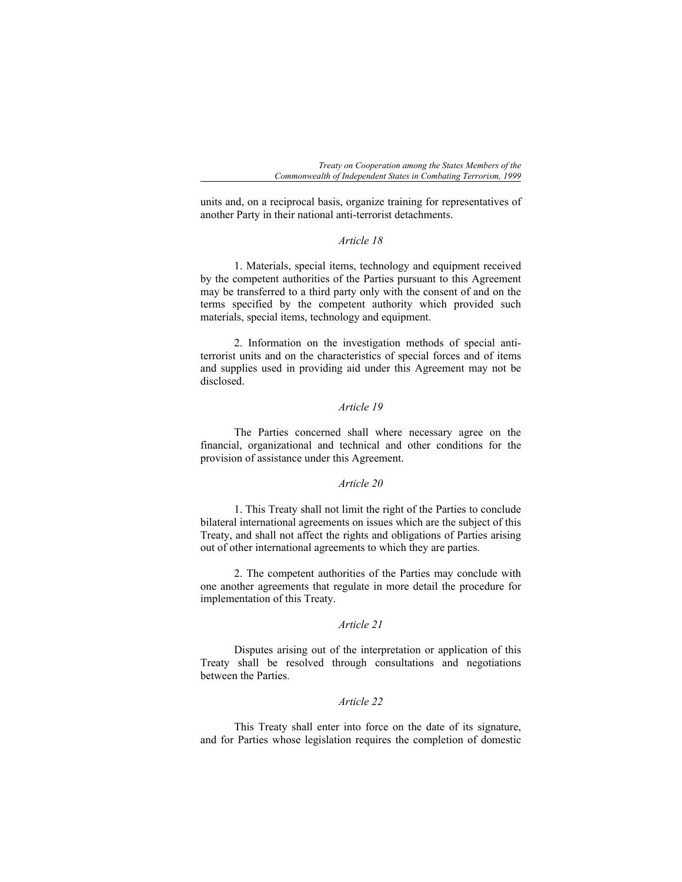units and, on a reciprocal basis, organize training for representatives of another Party in their national anti-terrorist detachments.

*Article 18*

1. Materials, special items, technology and equipment received by the competent authorities of the Parties pursuant to this Agreement may be transferred to a third party only with the consent of and on the terms specified by the competent authority which provided such materials, special items, technology and equipment.

2. Information on the investigation methods of special anti-terrorist units and on the characteristics of special forces and of items and supplies used in providing aid under this Agreement may not be disclosed.

*Article 19*

The Parties concerned shall where necessary agree on the financial, organizational and technical and other conditions for the provision of assistance under this Agreement.

*Article 20*

1. This Treaty shall not limit the right of the Parties to conclude bilateral international agreements on issues which are the subject of this Treaty, and shall not affect the rights and obligations of Parties arising out of other international agreements to which they are parties.

2. The competent authorities of the Parties may conclude with one another agreements that regulate in more detail the procedure for implementation of this Treaty.

*Article 21*

Disputes arising out of the interpretation or application of this Treaty shall be resolved through consultations and negotiations between the Parties.

*Article 22*

This Treaty shall enter into force on the date of its signature, and for Parties whose legislation requires the completion of domestic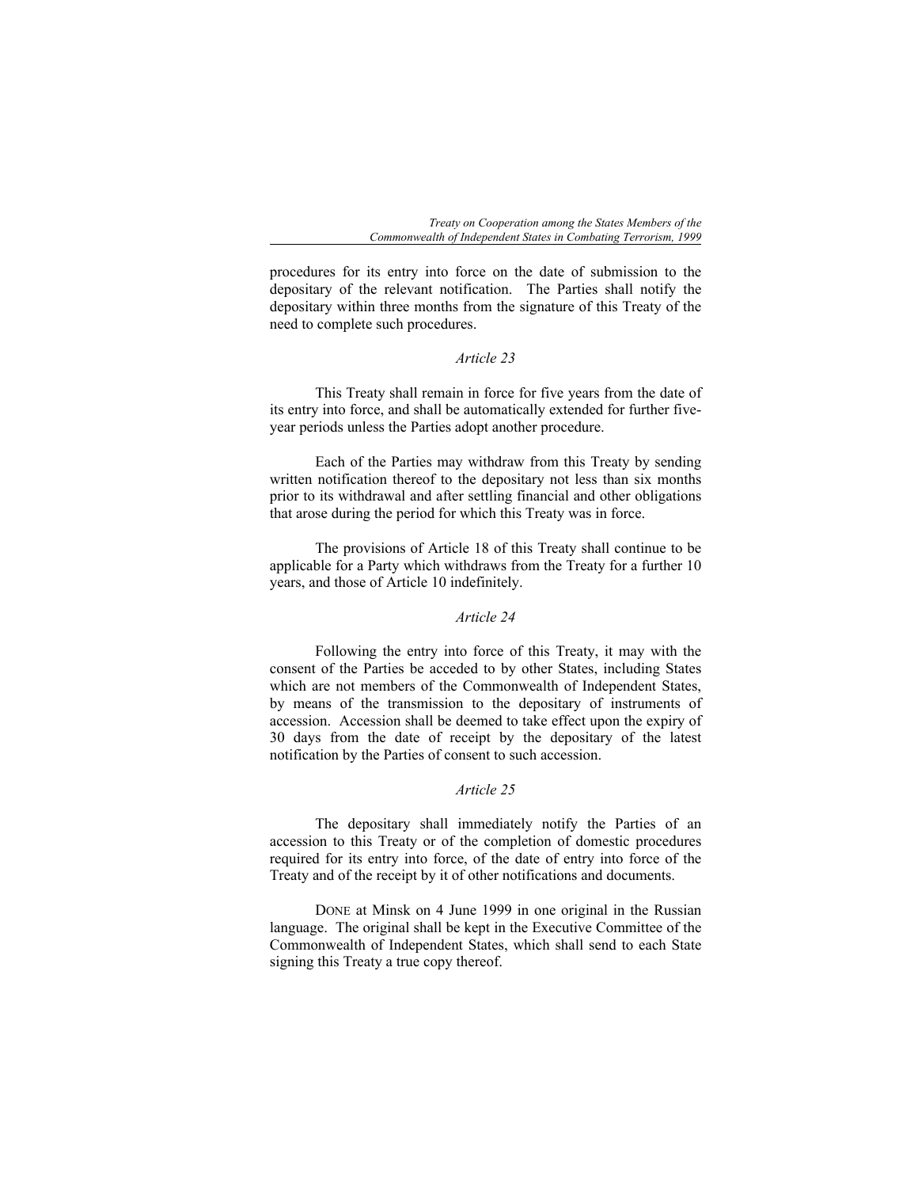procedures for its entry into force on the date of submission to the depositary of the relevant notification. The Parties shall notify the depositary within three months from the signature of this Treaty of the need to complete such procedures.

*Article 23*

This Treaty shall remain in force for five years from the date of its entry into force, and shall be automatically extended for further five-year periods unless the Parties adopt another procedure.

Each of the Parties may withdraw from this Treaty by sending written notification thereof to the depositary not less than six months prior to its withdrawal and after settling financial and other obligations that arose during the period for which this Treaty was in force.

The provisions of Article 18 of this Treaty shall continue to be applicable for a Party which withdraws from the Treaty for a further 10 years, and those of Article 10 indefinitely.

*Article 24*

Following the entry into force of this Treaty, it may with the consent of the Parties be acceded to by other States, including States which are not members of the Commonwealth of Independent States, by means of the transmission to the depositary of instruments of accession. Accession shall be deemed to take effect upon the expiry of 30 days from the date of receipt by the depositary of the latest notification by the Parties of consent to such accession.

*Article 25*

The depositary shall immediately notify the Parties of an accession to this Treaty or of the completion of domestic procedures required for its entry into force, of the date of entry into force of the Treaty and of the receipt by it of other notifications and documents.

DONE at Minsk on 4 June 1999 in one original in the Russian language. The original shall be kept in the Executive Committee of the Commonwealth of Independent States, which shall send to each State signing this Treaty a true copy thereof.